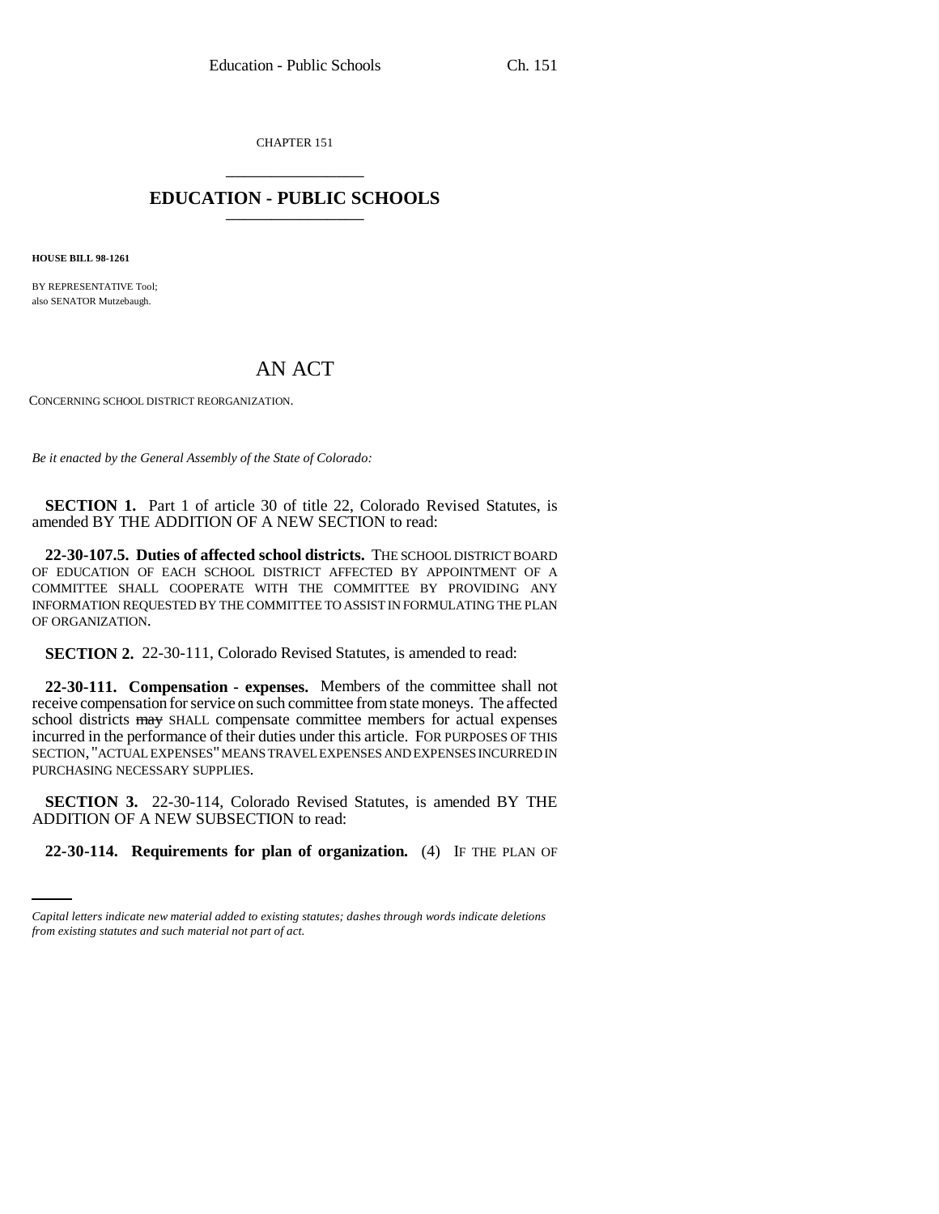CHAPTER 151

# EDUCATION - PUBLIC SCHOOLS

**HOUSE BILL 98-1261**

BY REPRESENTATIVE Tool;
also SENATOR Mutzebaugh.

## AN ACT

CONCERNING SCHOOL DISTRICT REORGANIZATION.

*Be it enacted by the General Assembly of the State of Colorado:*

**SECTION 1.** Part 1 of article 30 of title 22, Colorado Revised Statutes, is amended BY THE ADDITION OF A NEW SECTION to read:

**22-30-107.5. Duties of affected school districts.** THE SCHOOL DISTRICT BOARD OF EDUCATION OF EACH SCHOOL DISTRICT AFFECTED BY APPOINTMENT OF A COMMITTEE SHALL COOPERATE WITH THE COMMITTEE BY PROVIDING ANY INFORMATION REQUESTED BY THE COMMITTEE TO ASSIST IN FORMULATING THE PLAN OF ORGANIZATION.

**SECTION 2.** 22-30-111, Colorado Revised Statutes, is amended to read:

**22-30-111. Compensation - expenses.** Members of the committee shall not receive compensation for service on such committee from state moneys. The affected school districts ~~may~~ SHALL compensate committee members for actual expenses incurred in the performance of their duties under this article. FOR PURPOSES OF THIS SECTION, "ACTUAL EXPENSES" MEANS TRAVEL EXPENSES AND EXPENSES INCURRED IN PURCHASING NECESSARY SUPPLIES.

**SECTION 3.** 22-30-114, Colorado Revised Statutes, is amended BY THE ADDITION OF A NEW SUBSECTION to read:

**22-30-114. Requirements for plan of organization.** (4) IF THE PLAN OF

*Capital letters indicate new material added to existing statutes; dashes through words indicate deletions from existing statutes and such material not part of act.*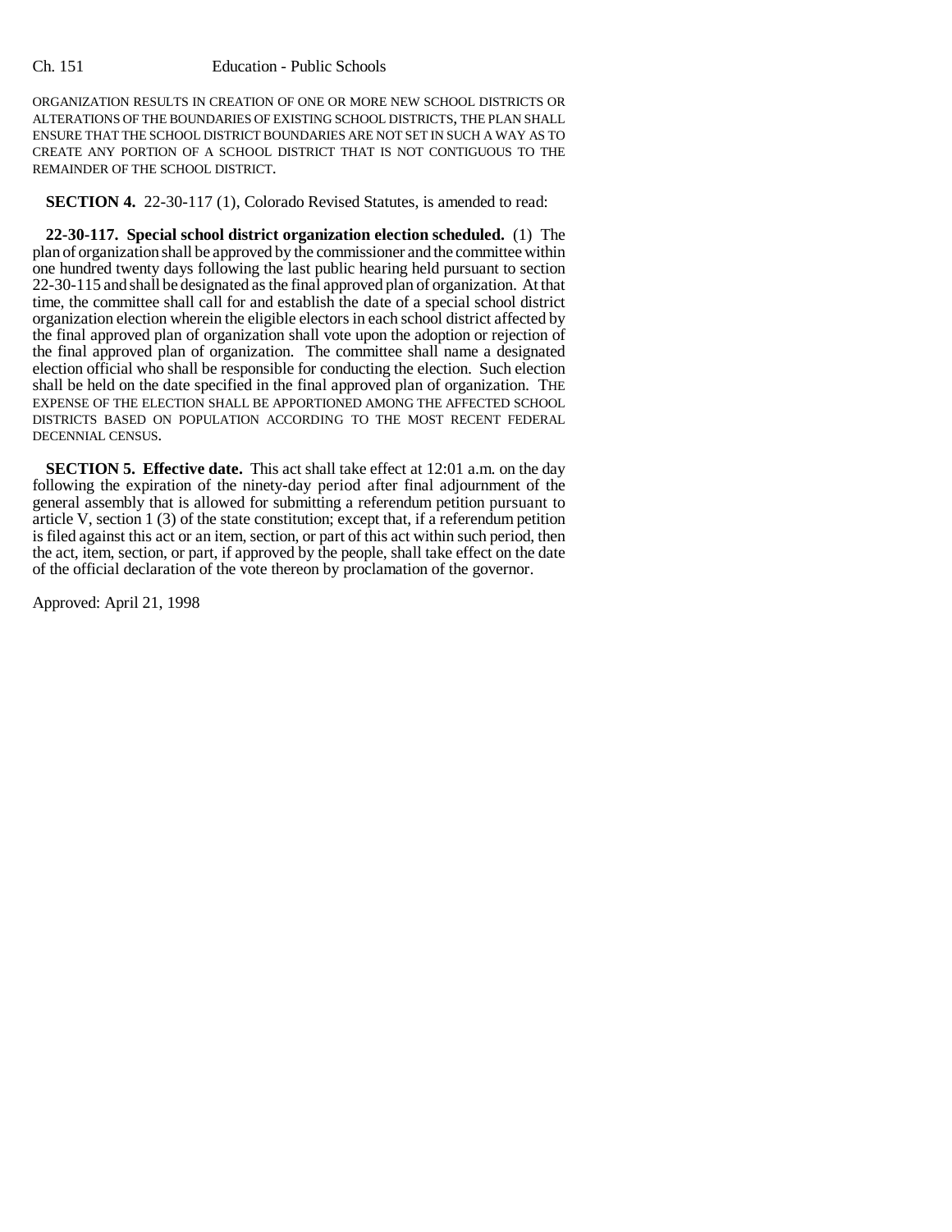ORGANIZATION RESULTS IN CREATION OF ONE OR MORE NEW SCHOOL DISTRICTS OR ALTERATIONS OF THE BOUNDARIES OF EXISTING SCHOOL DISTRICTS, THE PLAN SHALL ENSURE THAT THE SCHOOL DISTRICT BOUNDARIES ARE NOT SET IN SUCH A WAY AS TO CREATE ANY PORTION OF A SCHOOL DISTRICT THAT IS NOT CONTIGUOUS TO THE REMAINDER OF THE SCHOOL DISTRICT.

**SECTION 4.** 22-30-117 (1), Colorado Revised Statutes, is amended to read:

**22-30-117. Special school district organization election scheduled.** (1) The plan of organization shall be approved by the commissioner and the committee within one hundred twenty days following the last public hearing held pursuant to section 22-30-115 and shall be designated as the final approved plan of organization. At that time, the committee shall call for and establish the date of a special school district organization election wherein the eligible electors in each school district affected by the final approved plan of organization shall vote upon the adoption or rejection of the final approved plan of organization. The committee shall name a designated election official who shall be responsible for conducting the election. Such election shall be held on the date specified in the final approved plan of organization. THE EXPENSE OF THE ELECTION SHALL BE APPORTIONED AMONG THE AFFECTED SCHOOL DISTRICTS BASED ON POPULATION ACCORDING TO THE MOST RECENT FEDERAL DECENNIAL CENSUS.

**SECTION 5. Effective date.** This act shall take effect at 12:01 a.m. on the day following the expiration of the ninety-day period after final adjournment of the general assembly that is allowed for submitting a referendum petition pursuant to article V, section 1 (3) of the state constitution; except that, if a referendum petition is filed against this act or an item, section, or part of this act within such period, then the act, item, section, or part, if approved by the people, shall take effect on the date of the official declaration of the vote thereon by proclamation of the governor.

Approved: April 21, 1998